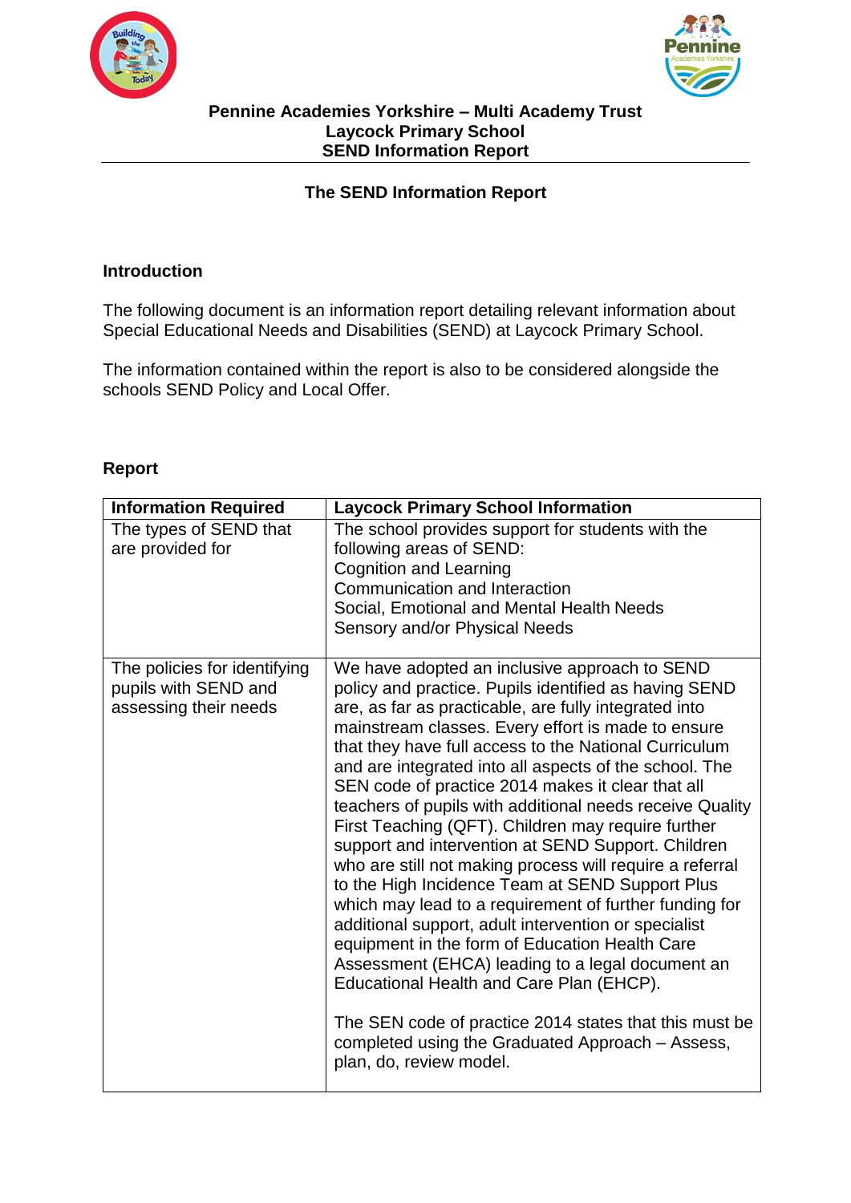**Pennine Academies Yorkshire – Multi Academy Trust**
**Laycock Primary School**
**SEND Information Report**

## The SEND Information Report

### Introduction

The following document is an information report detailing relevant information about Special Educational Needs and Disabilities (SEND) at Laycock Primary School.

The information contained within the report is also to be considered alongside the schools SEND Policy and Local Offer.

### Report

| Information Required | Laycock Primary School Information |
|---|---|
| The types of SEND that are provided for | The school provides support for students with the following areas of SEND:<br>Cognition and Learning<br>Communication and Interaction<br>Social, Emotional and Mental Health Needs<br>Sensory and/or Physical Needs |
| The policies for identifying pupils with SEND and assessing their needs | We have adopted an inclusive approach to SEND policy and practice. Pupils identified as having SEND are, as far as practicable, are fully integrated into mainstream classes. Every effort is made to ensure that they have full access to the National Curriculum and are integrated into all aspects of the school. The SEN code of practice 2014 makes it clear that all teachers of pupils with additional needs receive Quality First Teaching (QFT). Children may require further support and intervention at SEND Support. Children who are still not making process will require a referral to the High Incidence Team at SEND Support Plus which may lead to a requirement of further funding for additional support, adult intervention or specialist equipment in the form of Education Health Care Assessment (EHCA) leading to a legal document an Educational Health and Care Plan (EHCP).<br><br>The SEN code of practice 2014 states that this must be completed using the Graduated Approach – Assess, plan, do, review model. |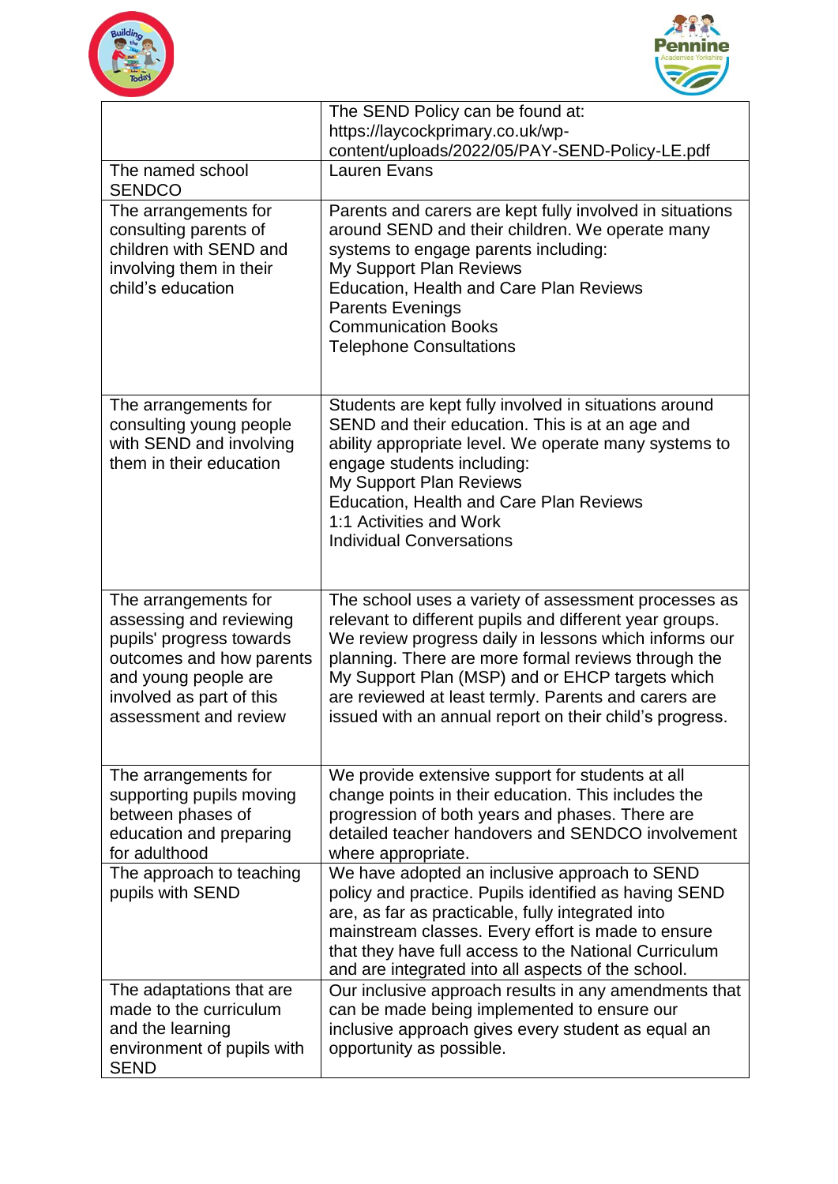| | |
|---|---|
| | The SEND Policy can be found at: https://laycockprimary.co.uk/wp-content/uploads/2022/05/PAY-SEND-Policy-LE.pdf |
| The named school SENDCO | Lauren Evans |
| The arrangements for consulting parents of children with SEND and involving them in their child's education | Parents and carers are kept fully involved in situations around SEND and their children. We operate many systems to engage parents including:<br>My Support Plan Reviews<br>Education, Health and Care Plan Reviews<br>Parents Evenings<br>Communication Books<br>Telephone Consultations |
| The arrangements for consulting young people with SEND and involving them in their education | Students are kept fully involved in situations around SEND and their education. This is at an age and ability appropriate level. We operate many systems to engage students including:<br>My Support Plan Reviews<br>Education, Health and Care Plan Reviews<br>1:1 Activities and Work<br>Individual Conversations |
| The arrangements for assessing and reviewing pupils' progress towards outcomes and how parents and young people are involved as part of this assessment and review | The school uses a variety of assessment processes as relevant to different pupils and different year groups. We review progress daily in lessons which informs our planning. There are more formal reviews through the My Support Plan (MSP) and or EHCP targets which are reviewed at least termly. Parents and carers are issued with an annual report on their child's progress. |
| The arrangements for supporting pupils moving between phases of education and preparing for adulthood | We provide extensive support for students at all change points in their education. This includes the progression of both years and phases. There are detailed teacher handovers and SENDCO involvement where appropriate. |
| The approach to teaching pupils with SEND | We have adopted an inclusive approach to SEND policy and practice. Pupils identified as having SEND are, as far as practicable, fully integrated into mainstream classes. Every effort is made to ensure that they have full access to the National Curriculum and are integrated into all aspects of the school. |
| The adaptations that are made to the curriculum and the learning environment of pupils with SEND | Our inclusive approach results in any amendments that can be made being implemented to ensure our inclusive approach gives every student as equal an opportunity as possible. |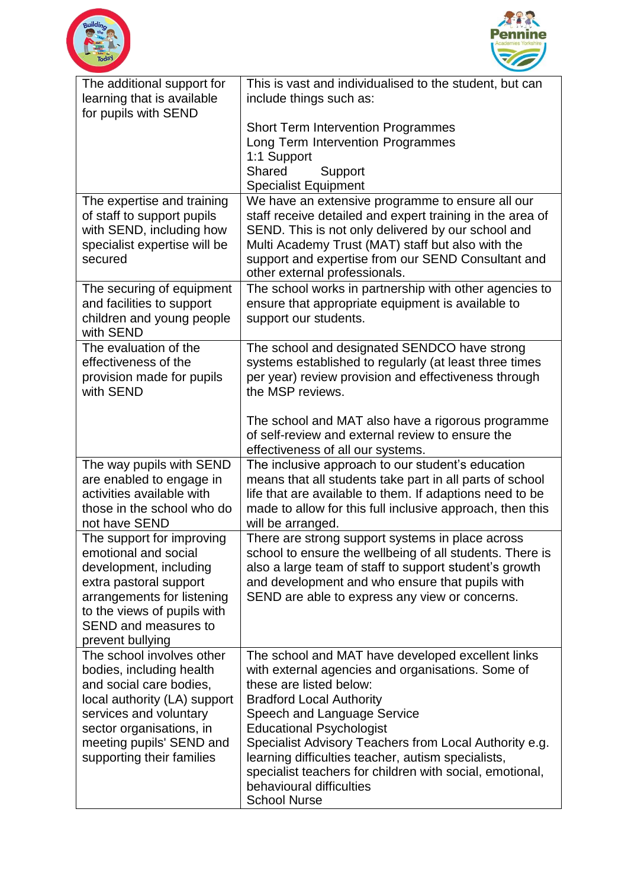| | |
|---|---|
| The additional support for learning that is available for pupils with SEND | This is vast and individualised to the student, but can include things such as:<br><br>Short Term Intervention Programmes<br>Long Term Intervention Programmes<br>1:1 Support<br>Shared Support<br>Specialist Equipment |
| The expertise and training of staff to support pupils with SEND, including how specialist expertise will be secured | We have an extensive programme to ensure all our staff receive detailed and expert training in the area of SEND. This is not only delivered by our school and Multi Academy Trust (MAT) staff but also with the support and expertise from our SEND Consultant and other external professionals. |
| The securing of equipment and facilities to support children and young people with SEND | The school works in partnership with other agencies to ensure that appropriate equipment is available to support our students. |
| The evaluation of the effectiveness of the provision made for pupils with SEND | The school and designated SENDCO have strong systems established to regularly (at least three times per year) review provision and effectiveness through the MSP reviews.<br><br>The school and MAT also have a rigorous programme of self-review and external review to ensure the effectiveness of all our systems. |
| The way pupils with SEND are enabled to engage in activities available with those in the school who do not have SEND | The inclusive approach to our student's education means that all students take part in all parts of school life that are available to them. If adaptions need to be made to allow for this full inclusive approach, then this will be arranged. |
| The support for improving emotional and social development, including extra pastoral support arrangements for listening to the views of pupils with SEND and measures to prevent bullying | There are strong support systems in place across school to ensure the wellbeing of all students. There is also a large team of staff to support student's growth and development and who ensure that pupils with SEND are able to express any view or concerns. |
| The school involves other bodies, including health and social care bodies, local authority (LA) support services and voluntary sector organisations, in meeting pupils' SEND and supporting their families | The school and MAT have developed excellent links with external agencies and organisations. Some of these are listed below:<br>Bradford Local Authority<br>Speech and Language Service<br>Educational Psychologist<br>Specialist Advisory Teachers from Local Authority e.g. learning difficulties teacher, autism specialists, specialist teachers for children with social, emotional, behavioural difficulties<br>School Nurse |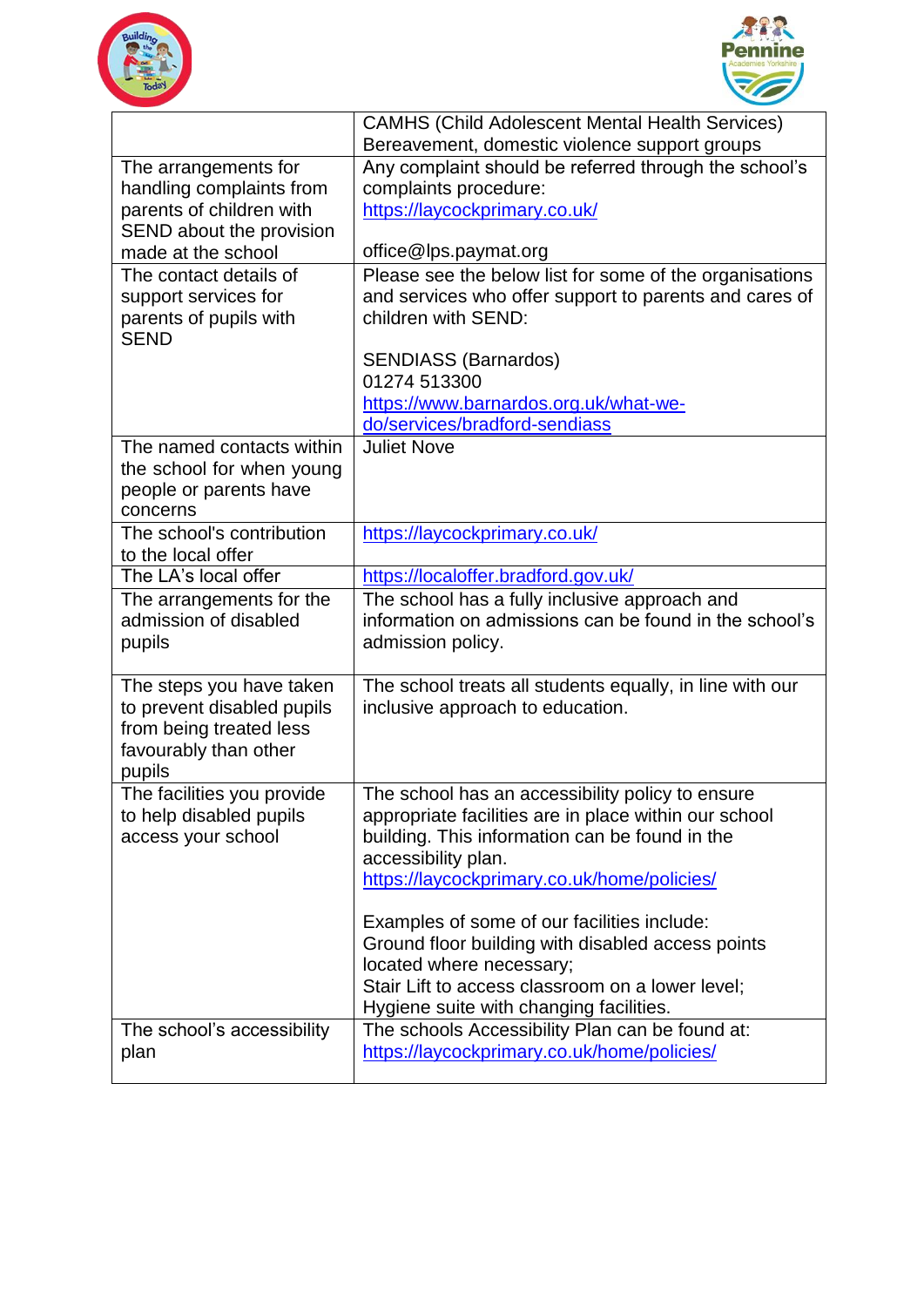| | |
|---|---|
| | CAMHS (Child Adolescent Mental Health Services)<br>Bereavement, domestic violence support groups |
| The arrangements for handling complaints from parents of children with SEND about the provision made at the school | Any complaint should be referred through the school's complaints procedure:<br>https://laycockprimary.co.uk/<br><br>office@lps.paymat.org |
| The contact details of support services for parents of pupils with SEND | Please see the below list for some of the organisations and services who offer support to parents and cares of children with SEND:<br><br>SENDIASS (Barnardos)<br>01274 513300<br>https://www.barnardos.org.uk/what-we-do/services/bradford-sendiass |
| The named contacts within the school for when young people or parents have concerns | Juliet Nove |
| The school's contribution to the local offer | https://laycockprimary.co.uk/ |
| The LA's local offer | https://localoffer.bradford.gov.uk/ |
| The arrangements for the admission of disabled pupils | The school has a fully inclusive approach and information on admissions can be found in the school's admission policy. |
| The steps you have taken to prevent disabled pupils from being treated less favourably than other pupils | The school treats all students equally, in line with our inclusive approach to education. |
| The facilities you provide to help disabled pupils access your school | The school has an accessibility policy to ensure appropriate facilities are in place within our school building. This information can be found in the accessibility plan.<br>https://laycockprimary.co.uk/home/policies/<br><br>Examples of some of our facilities include:<br>Ground floor building with disabled access points located where necessary;<br>Stair Lift to access classroom on a lower level;<br>Hygiene suite with changing facilities. |
| The school's accessibility plan | The schools Accessibility Plan can be found at:<br>https://laycockprimary.co.uk/home/policies/ |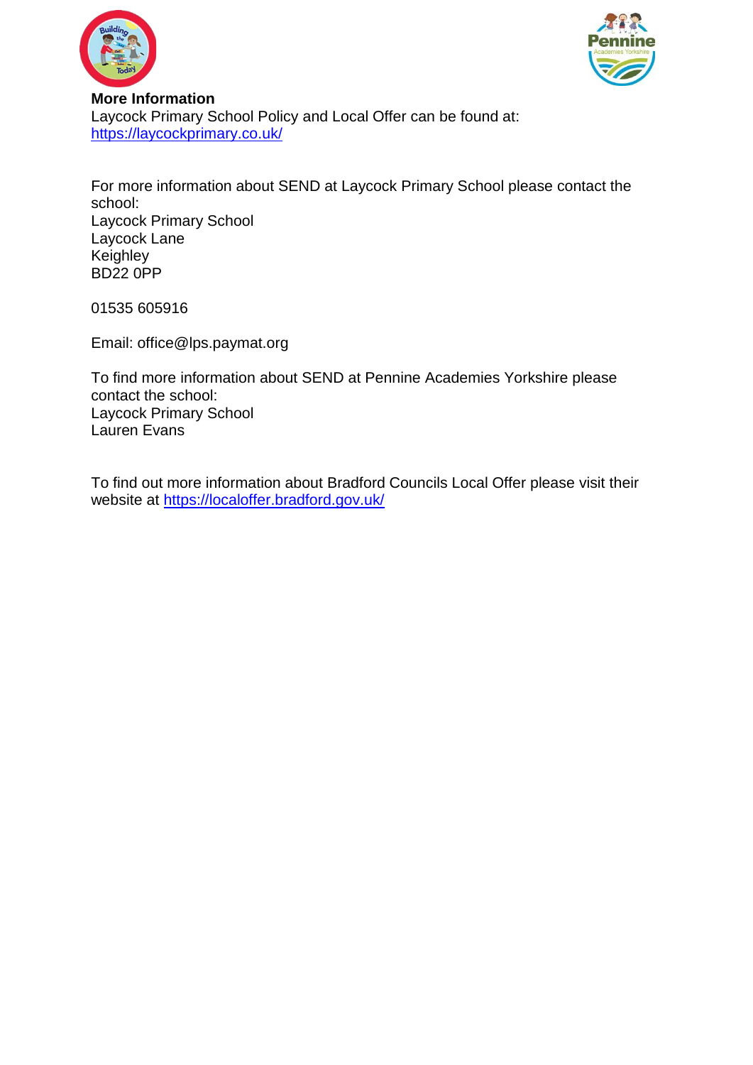**More Information**

Laycock Primary School Policy and Local Offer can be found at:
https://laycockprimary.co.uk/

For more information about SEND at Laycock Primary School please contact the school:
Laycock Primary School
Laycock Lane
Keighley
BD22 0PP

01535 605916

Email: office@lps.paymat.org

To find more information about SEND at Pennine Academies Yorkshire please contact the school:
Laycock Primary School
Lauren Evans

To find out more information about Bradford Councils Local Offer please visit their website at https://localoffer.bradford.gov.uk/